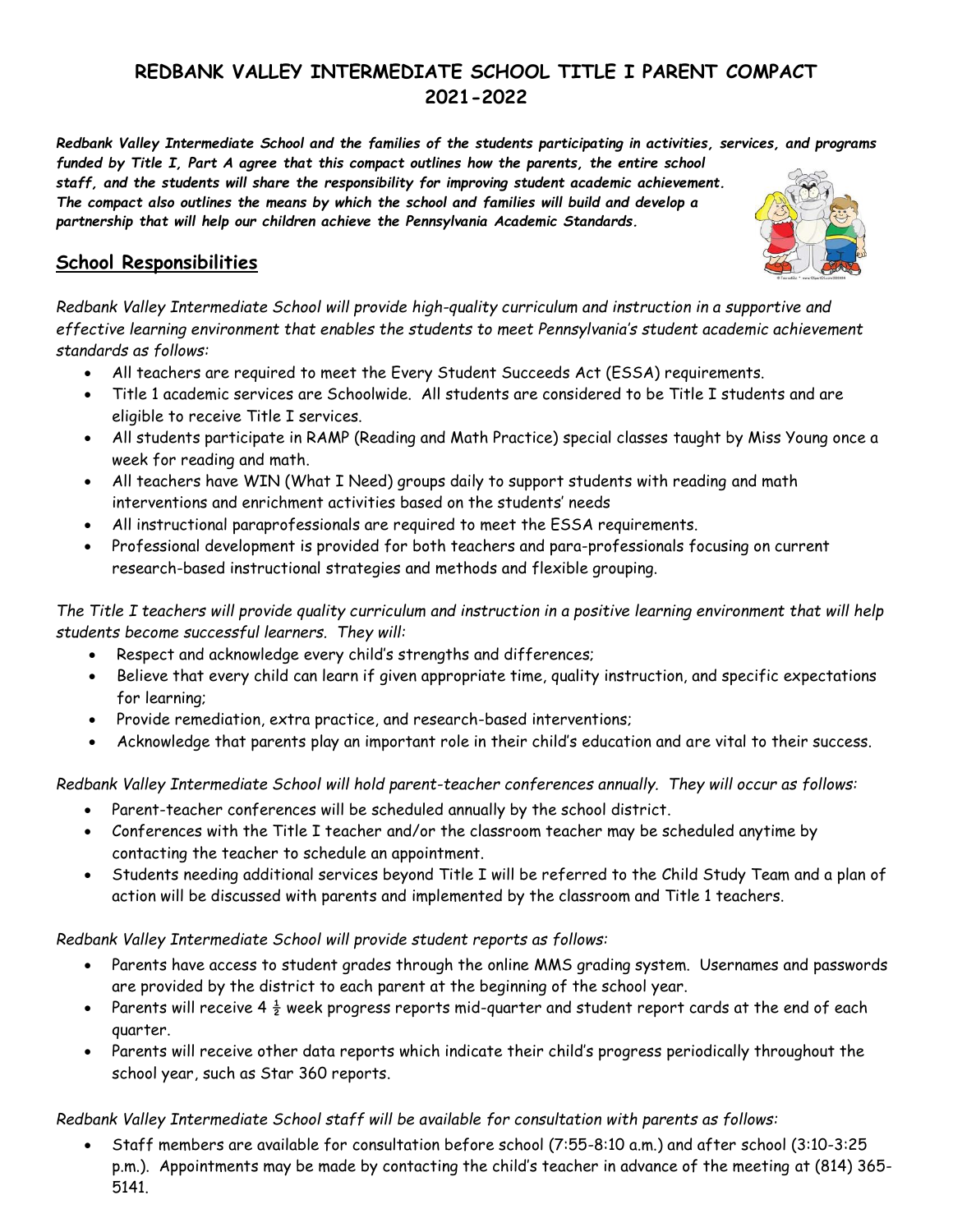# REDBANK VALLEY INTERMEDIATE SCHOOL TITLE I PARENT COMPACT 2021-2022

***Redbank Valley Intermediate School and the families of the students participating in activities, services, and programs funded by Title I, Part A agree that this compact outlines how the parents, the entire school staff, and the students will share the responsibility for improving student academic achievement. The compact also outlines the means by which the school and families will build and develop a partnership that will help our children achieve the Pennsylvania Academic Standards.***

## School Responsibilities

*Redbank Valley Intermediate School will provide high-quality curriculum and instruction in a supportive and effective learning environment that enables the students to meet Pennsylvania's student academic achievement standards as follows:*

- All teachers are required to meet the Every Student Succeeds Act (ESSA) requirements.
- Title 1 academic services are Schoolwide. All students are considered to be Title I students and are eligible to receive Title I services.
- All students participate in RAMP (Reading and Math Practice) special classes taught by Miss Young once a week for reading and math.
- All teachers have WIN (What I Need) groups daily to support students with reading and math interventions and enrichment activities based on the students' needs
- All instructional paraprofessionals are required to meet the ESSA requirements.
- Professional development is provided for both teachers and para-professionals focusing on current research-based instructional strategies and methods and flexible grouping.

*The Title I teachers will provide quality curriculum and instruction in a positive learning environment that will help students become successful learners. They will:*

- Respect and acknowledge every child's strengths and differences;
- Believe that every child can learn if given appropriate time, quality instruction, and specific expectations for learning;
- Provide remediation, extra practice, and research-based interventions;
- Acknowledge that parents play an important role in their child's education and are vital to their success.

*Redbank Valley Intermediate School will hold parent-teacher conferences annually. They will occur as follows:*

- Parent-teacher conferences will be scheduled annually by the school district.
- Conferences with the Title I teacher and/or the classroom teacher may be scheduled anytime by contacting the teacher to schedule an appointment.
- Students needing additional services beyond Title I will be referred to the Child Study Team and a plan of action will be discussed with parents and implemented by the classroom and Title 1 teachers.

*Redbank Valley Intermediate School will provide student reports as follows:*

- Parents have access to student grades through the online MMS grading system. Usernames and passwords are provided by the district to each parent at the beginning of the school year.
- Parents will receive 4 ½ week progress reports mid-quarter and student report cards at the end of each quarter.
- Parents will receive other data reports which indicate their child's progress periodically throughout the school year, such as Star 360 reports.

*Redbank Valley Intermediate School staff will be available for consultation with parents as follows:*

- Staff members are available for consultation before school (7:55-8:10 a.m.) and after school (3:10-3:25 p.m.). Appointments may be made by contacting the child's teacher in advance of the meeting at (814) 365-5141.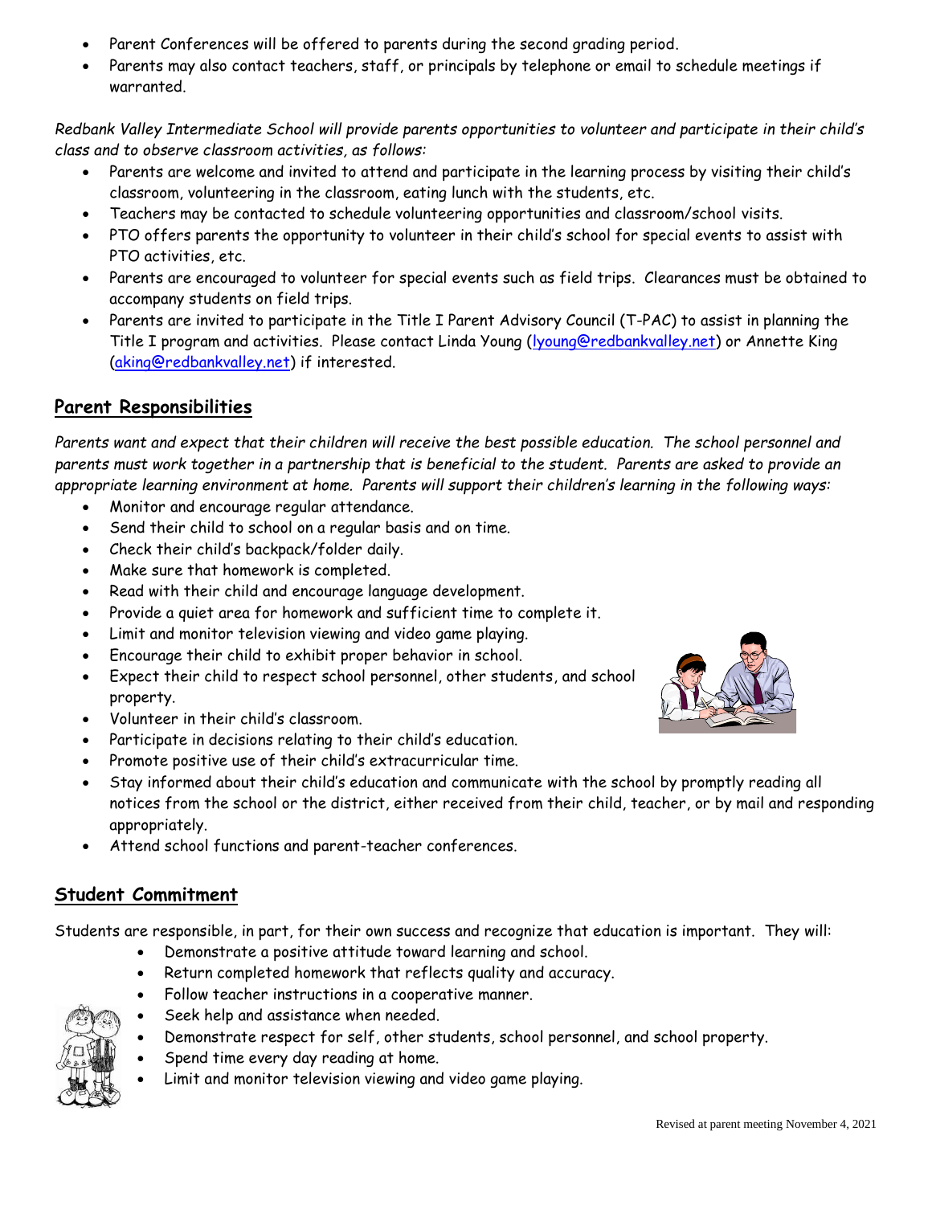- Parent Conferences will be offered to parents during the second grading period.
- Parents may also contact teachers, staff, or principals by telephone or email to schedule meetings if warranted.

*Redbank Valley Intermediate School will provide parents opportunities to volunteer and participate in their child's class and to observe classroom activities, as follows:*

- Parents are welcome and invited to attend and participate in the learning process by visiting their child's classroom, volunteering in the classroom, eating lunch with the students, etc.
- Teachers may be contacted to schedule volunteering opportunities and classroom/school visits.
- PTO offers parents the opportunity to volunteer in their child's school for special events to assist with PTO activities, etc.
- Parents are encouraged to volunteer for special events such as field trips. Clearances must be obtained to accompany students on field trips.
- Parents are invited to participate in the Title I Parent Advisory Council (T-PAC) to assist in planning the Title I program and activities. Please contact Linda Young (lyoung@redbankvalley.net) or Annette King (aking@redbankvalley.net) if interested.

## Parent Responsibilities

*Parents want and expect that their children will receive the best possible education. The school personnel and parents must work together in a partnership that is beneficial to the student. Parents are asked to provide an appropriate learning environment at home. Parents will support their children's learning in the following ways:*

- Monitor and encourage regular attendance.
- Send their child to school on a regular basis and on time.
- Check their child's backpack/folder daily.
- Make sure that homework is completed.
- Read with their child and encourage language development.
- Provide a quiet area for homework and sufficient time to complete it.
- Limit and monitor television viewing and video game playing.
- Encourage their child to exhibit proper behavior in school.
- Expect their child to respect school personnel, other students, and school property.
- Volunteer in their child's classroom.
- Participate in decisions relating to their child's education.
- Promote positive use of their child's extracurricular time.
- Stay informed about their child's education and communicate with the school by promptly reading all notices from the school or the district, either received from their child, teacher, or by mail and responding appropriately.
- Attend school functions and parent-teacher conferences.

## Student Commitment

Students are responsible, in part, for their own success and recognize that education is important. They will:

- Demonstrate a positive attitude toward learning and school.
- Return completed homework that reflects quality and accuracy.
- Follow teacher instructions in a cooperative manner.
- Seek help and assistance when needed.
- Demonstrate respect for self, other students, school personnel, and school property.
- Spend time every day reading at home.
- Limit and monitor television viewing and video game playing.

Revised at parent meeting November 4, 2021